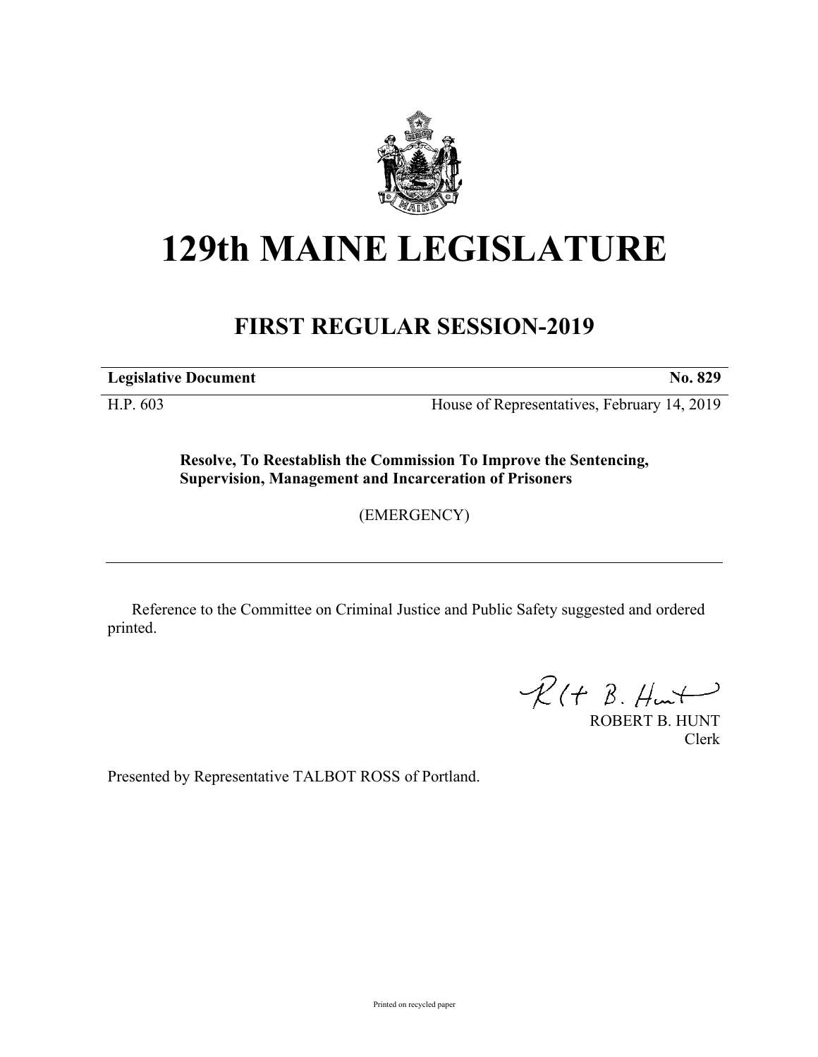# 129th MAINE LEGISLATURE

## FIRST REGULAR SESSION-2019

| **Legislative Document** | **No. 829** |
|---|---|
| H.P. 603 | House of Representatives, February 14, 2019 |

**Resolve, To Reestablish the Commission To Improve the Sentencing, Supervision, Management and Incarceration of Prisoners**

(EMERGENCY)

Reference to the Committee on Criminal Justice and Public Safety suggested and ordered printed.

ROBERT B. HUNT
Clerk

Presented by Representative TALBOT ROSS of Portland.

Printed on recycled paper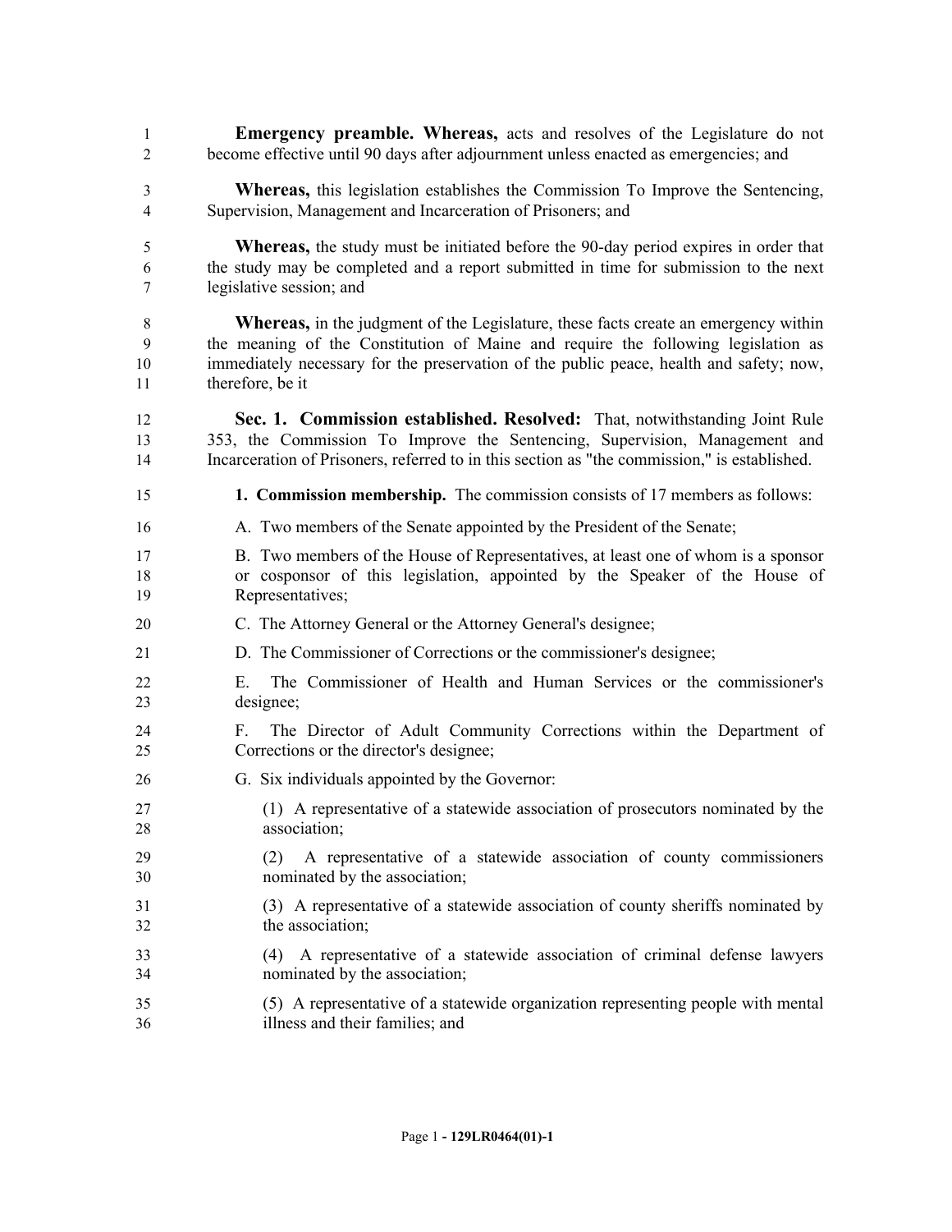**Emergency preamble. Whereas,** acts and resolves of the Legislature do not become effective until 90 days after adjournment unless enacted as emergencies; and

**Whereas,** this legislation establishes the Commission To Improve the Sentencing, Supervision, Management and Incarceration of Prisoners; and

**Whereas,** the study must be initiated before the 90-day period expires in order that the study may be completed and a report submitted in time for submission to the next legislative session; and

**Whereas,** in the judgment of the Legislature, these facts create an emergency within the meaning of the Constitution of Maine and require the following legislation as immediately necessary for the preservation of the public peace, health and safety; now, therefore, be it

**Sec. 1. Commission established. Resolved:** That, notwithstanding Joint Rule 353, the Commission To Improve the Sentencing, Supervision, Management and Incarceration of Prisoners, referred to in this section as "the commission," is established.

**1. Commission membership.** The commission consists of 17 members as follows:

A. Two members of the Senate appointed by the President of the Senate;

B. Two members of the House of Representatives, at least one of whom is a sponsor or cosponsor of this legislation, appointed by the Speaker of the House of Representatives;

C. The Attorney General or the Attorney General's designee;

D. The Commissioner of Corrections or the commissioner's designee;

E. The Commissioner of Health and Human Services or the commissioner's designee;

F. The Director of Adult Community Corrections within the Department of Corrections or the director's designee;

G. Six individuals appointed by the Governor:

(1) A representative of a statewide association of prosecutors nominated by the association;

(2) A representative of a statewide association of county commissioners nominated by the association;

(3) A representative of a statewide association of county sheriffs nominated by the association;

(4) A representative of a statewide association of criminal defense lawyers nominated by the association;

(5) A representative of a statewide organization representing people with mental illness and their families; and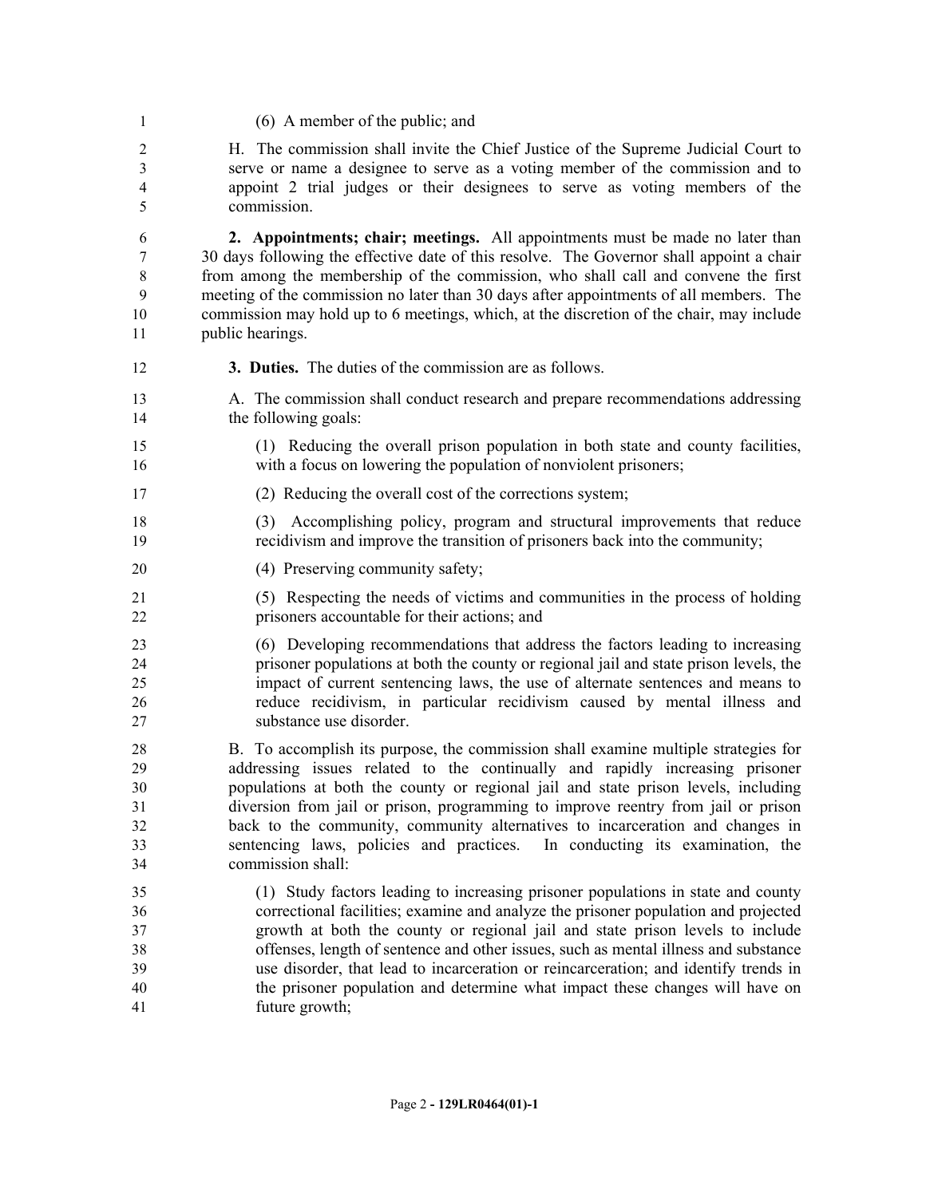(6) A member of the public; and

H. The commission shall invite the Chief Justice of the Supreme Judicial Court to serve or name a designee to serve as a voting member of the commission and to appoint 2 trial judges or their designees to serve as voting members of the commission.

**2. Appointments; chair; meetings.** All appointments must be made no later than 30 days following the effective date of this resolve. The Governor shall appoint a chair from among the membership of the commission, who shall call and convene the first meeting of the commission no later than 30 days after appointments of all members. The commission may hold up to 6 meetings, which, at the discretion of the chair, may include public hearings.

**3. Duties.** The duties of the commission are as follows.

A. The commission shall conduct research and prepare recommendations addressing the following goals:

(1) Reducing the overall prison population in both state and county facilities, with a focus on lowering the population of nonviolent prisoners;

(2) Reducing the overall cost of the corrections system;

(3) Accomplishing policy, program and structural improvements that reduce recidivism and improve the transition of prisoners back into the community;

(4) Preserving community safety;

(5) Respecting the needs of victims and communities in the process of holding prisoners accountable for their actions; and

(6) Developing recommendations that address the factors leading to increasing prisoner populations at both the county or regional jail and state prison levels, the impact of current sentencing laws, the use of alternate sentences and means to reduce recidivism, in particular recidivism caused by mental illness and substance use disorder.

B. To accomplish its purpose, the commission shall examine multiple strategies for addressing issues related to the continually and rapidly increasing prisoner populations at both the county or regional jail and state prison levels, including diversion from jail or prison, programming to improve reentry from jail or prison back to the community, community alternatives to incarceration and changes in sentencing laws, policies and practices. In conducting its examination, the commission shall:

(1) Study factors leading to increasing prisoner populations in state and county correctional facilities; examine and analyze the prisoner population and projected growth at both the county or regional jail and state prison levels to include offenses, length of sentence and other issues, such as mental illness and substance use disorder, that lead to incarceration or reincarceration; and identify trends in the prisoner population and determine what impact these changes will have on future growth;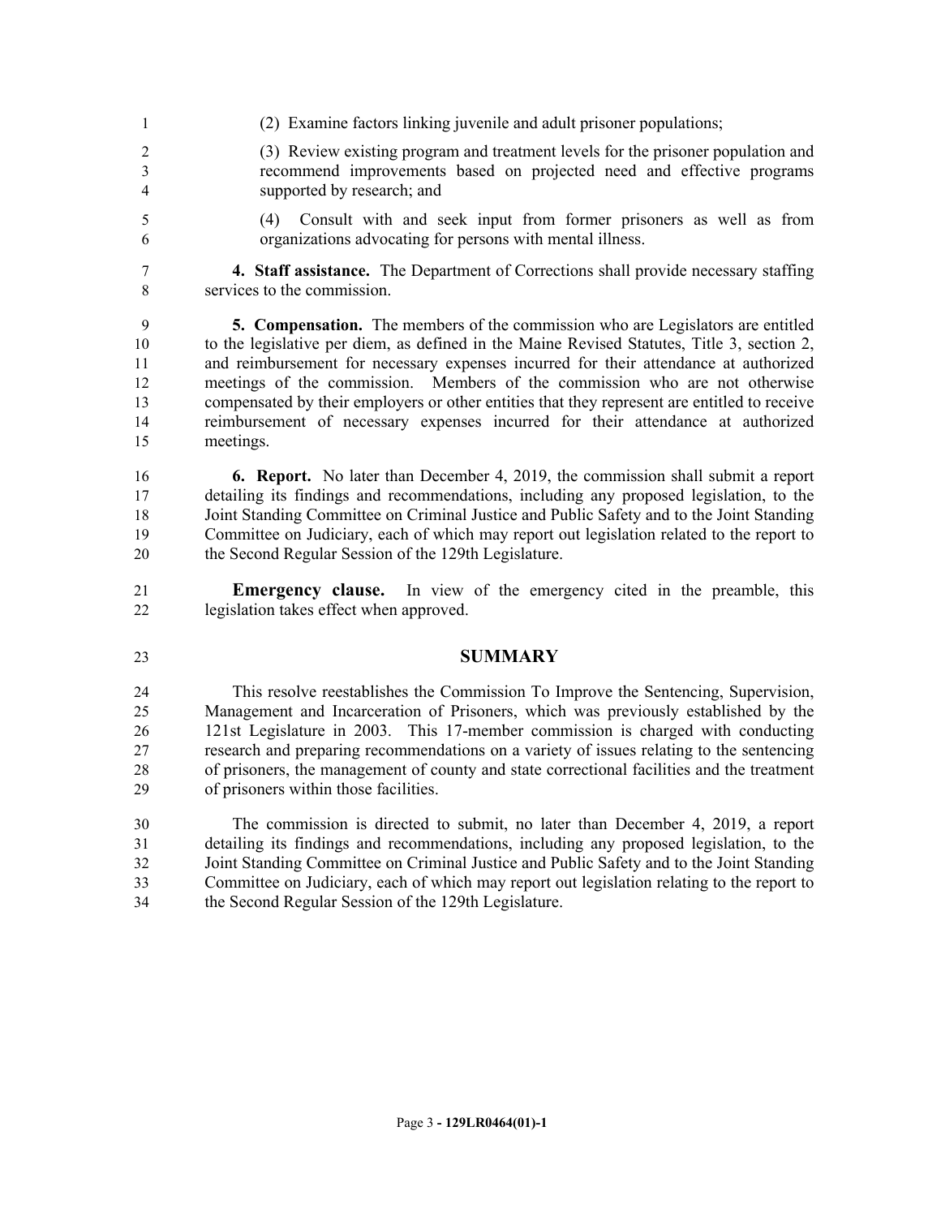(2) Examine factors linking juvenile and adult prisoner populations;

(3) Review existing program and treatment levels for the prisoner population and recommend improvements based on projected need and effective programs supported by research; and

(4) Consult with and seek input from former prisoners as well as from organizations advocating for persons with mental illness.

**4. Staff assistance.** The Department of Corrections shall provide necessary staffing services to the commission.

**5. Compensation.** The members of the commission who are Legislators are entitled to the legislative per diem, as defined in the Maine Revised Statutes, Title 3, section 2, and reimbursement for necessary expenses incurred for their attendance at authorized meetings of the commission. Members of the commission who are not otherwise compensated by their employers or other entities that they represent are entitled to receive reimbursement of necessary expenses incurred for their attendance at authorized meetings.

**6. Report.** No later than December 4, 2019, the commission shall submit a report detailing its findings and recommendations, including any proposed legislation, to the Joint Standing Committee on Criminal Justice and Public Safety and to the Joint Standing Committee on Judiciary, each of which may report out legislation related to the report to the Second Regular Session of the 129th Legislature.

**Emergency clause.** In view of the emergency cited in the preamble, this legislation takes effect when approved.

## SUMMARY

This resolve reestablishes the Commission To Improve the Sentencing, Supervision, Management and Incarceration of Prisoners, which was previously established by the 121st Legislature in 2003. This 17-member commission is charged with conducting research and preparing recommendations on a variety of issues relating to the sentencing of prisoners, the management of county and state correctional facilities and the treatment of prisoners within those facilities.

The commission is directed to submit, no later than December 4, 2019, a report detailing its findings and recommendations, including any proposed legislation, to the Joint Standing Committee on Criminal Justice and Public Safety and to the Joint Standing Committee on Judiciary, each of which may report out legislation relating to the report to the Second Regular Session of the 129th Legislature.